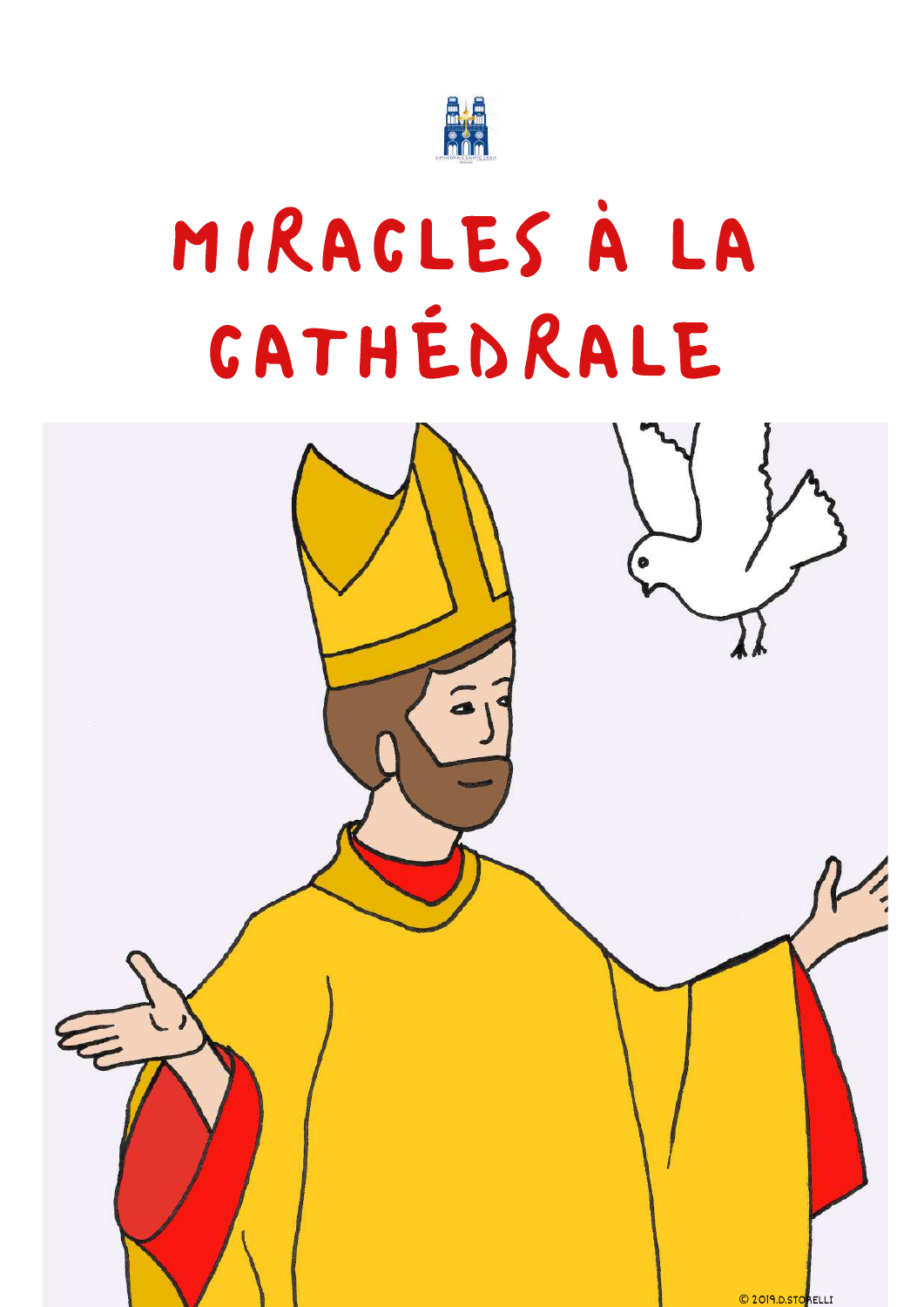# MIRACLES À LA CATHÉDRALE

© 2019.D.STORELLI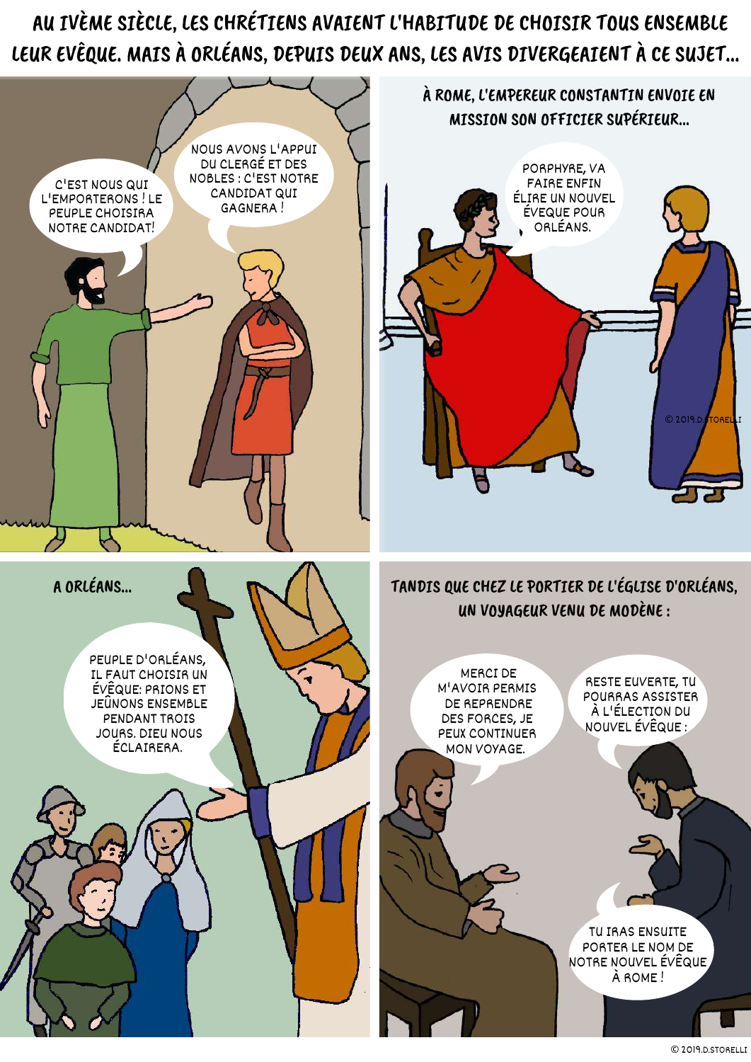AU IVÈME SIÈCLE, LES CHRÉTIENS AVAIENT L'HABITUDE DE CHOISIR TOUS ENSEMBLE LEUR EVÊQUE. MAIS À ORLÉANS, DEPUIS DEUX ANS, LES AVIS DIVERGEAIENT À CE SUJET...

C'EST NOUS QUI L'EMPORTERONS ! LE PEUPLE CHOISIRA NOTRE CANDIDAT!

NOUS AVONS L'APPUI DU CLERGÉ ET DES NOBLES : C'EST NOTRE CANDIDAT QUI GAGNERA !

À ROME, L'EMPEREUR CONSTANTIN ENVOIE EN MISSION SON OFFICIER SUPÉRIEUR...

PORPHYRE, VA FAIRE ENFIN ÉLIRE UN NOUVEL ÉVEQUE POUR ORLÉANS.

A ORLÉANS...

PEUPLE D'ORLÉANS, IL FAUT CHOISIR UN ÉVÊQUE: PRIONS ET JEÛNONS ENSEMBLE PENDANT TROIS JOURS. DIEU NOUS ÉCLAIRERA.

TANDIS QUE CHEZ LE PORTIER DE L'ÉGLISE D'ORLÉANS, UN VOYAGEUR VENU DE MODÈNE :

MERCI DE M'AVOIR PERMIS DE REPRENDRE DES FORCES, JE PEUX CONTINUER MON VOYAGE.

RESTE EUVERTE, TU POURRAS ASSISTER À L'ÉLECTION DU NOUVEL ÉVÊQUE :

TU IRAS ENSUITE PORTER LE NOM DE NOTRE NOUVEL ÉVÊQUE À ROME !

© 2019.D.STORELLI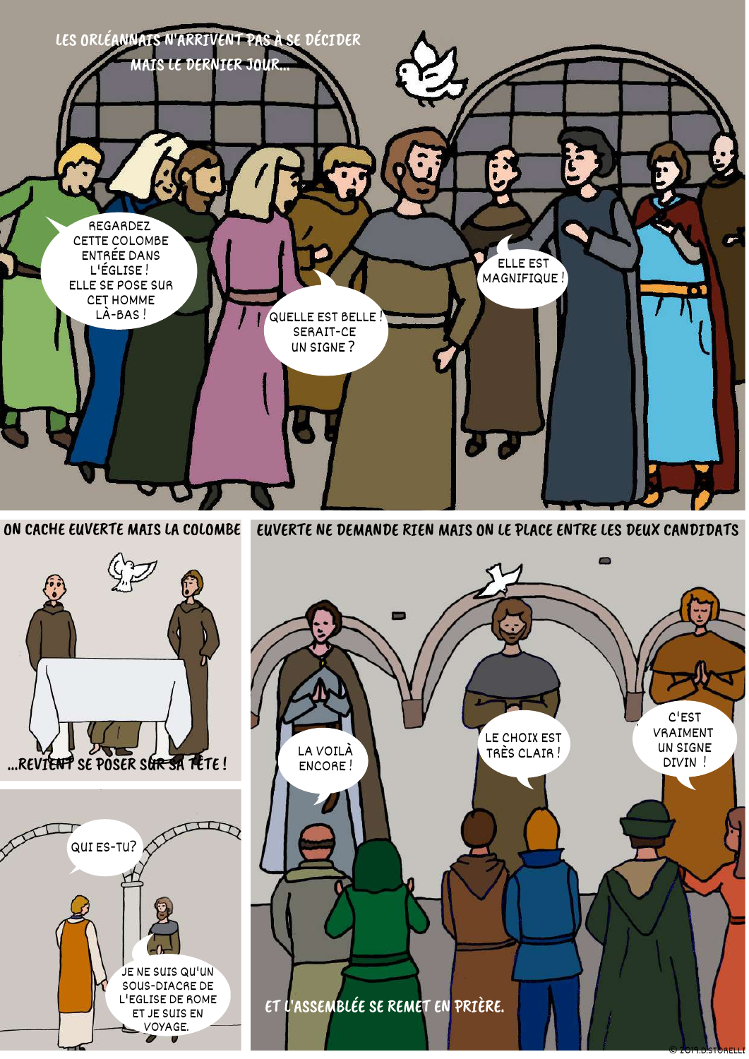LES ORLÉANNAIS N'ARRIVENT PAS À SE DÉCIDER MAIS LE DERNIER JOUR...

REGARDEZ CETTE COLOMBE ENTRÉE DANS L'ÉGLISE ! ELLE SE POSE SUR CET HOMME LÀ-BAS !

QUELLE EST BELLE ! SERAIT-CE UN SIGNE ?

ELLE EST MAGNIFIQUE !

ON CACHE EUVERTE MAIS LA COLOMBE

...REVIENT SE POSER SUR SA TÊTE !

QUI ES-TU?

JE NE SUIS QU'UN SOUS-DIACRE DE L'EGLISE DE ROME ET JE SUIS EN VOYAGE.

EUVERTE NE DEMANDE RIEN MAIS ON LE PLACE ENTRE LES DEUX CANDIDATS

LA VOILÀ ENCORE !

LE CHOIX EST TRÈS CLAIR !

C'EST VRAIMENT UN SIGNE DIVIN !

ET L'ASSEMBLÉE SE REMET EN PRIÈRE.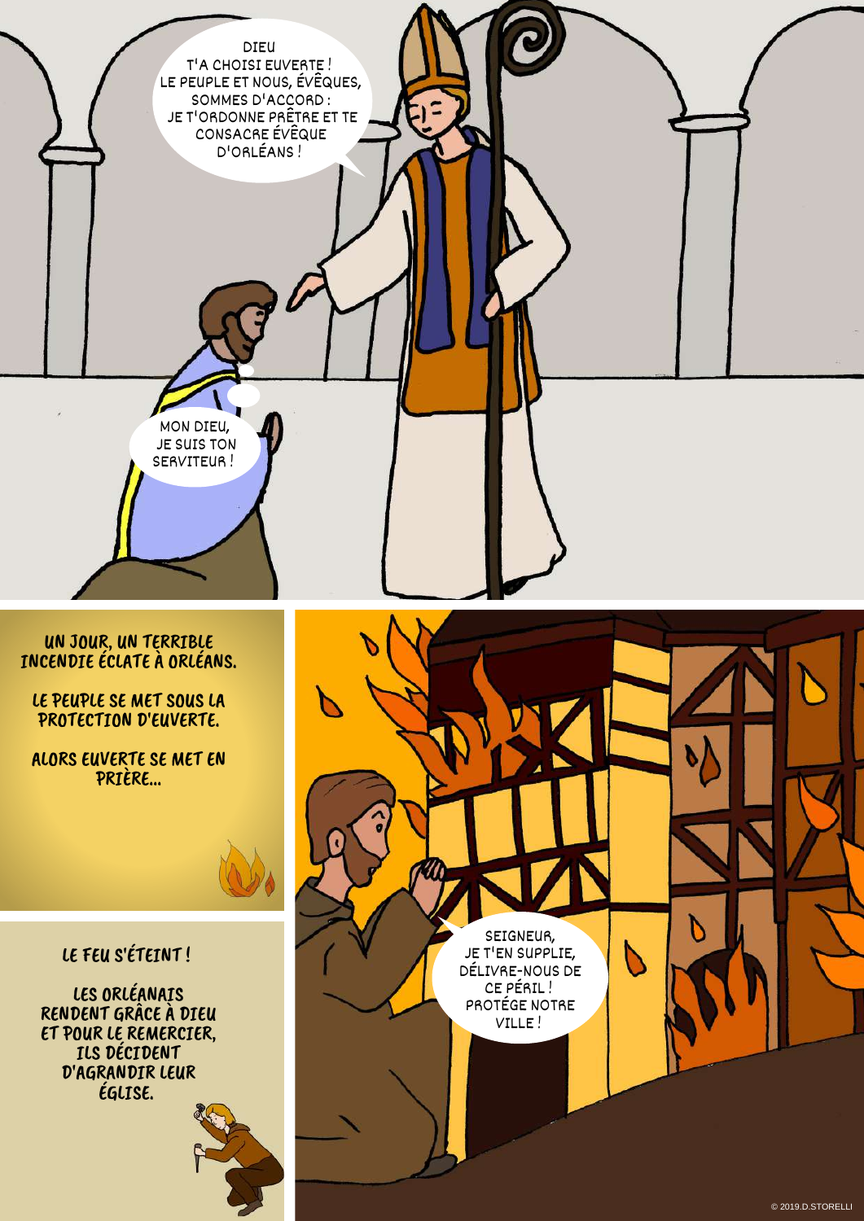DIEU T'A CHOISI EUVERTE ! LE PEUPLE ET NOUS, ÉVÊQUES, SOMMES D'ACCORD : JE T'ORDONNE PRÊTRE ET TE CONSACRE ÉVÊQUE D'ORLÉANS !

MON DIEU, JE SUIS TON SERVITEUR !

UN JOUR, UN TERRIBLE INCENDIE ÉCLATE À ORLÉANS.

LE PEUPLE SE MET SOUS LA PROTECTION D'EUVERTE.

ALORS EUVERTE SE MET EN PRIÈRE...

SEIGNEUR, JE T'EN SUPPLIE, DÉLIVRE-NOUS DE CE PÉRIL ! PROTÈGE NOTRE VILLE !

LE FEU S'ÉTEINT !

LES ORLÉANAIS RENDENT GRÂCE À DIEU ET POUR LE REMERCIER, ILS DÉCIDENT D'AGRANDIR LEUR ÉGLISE.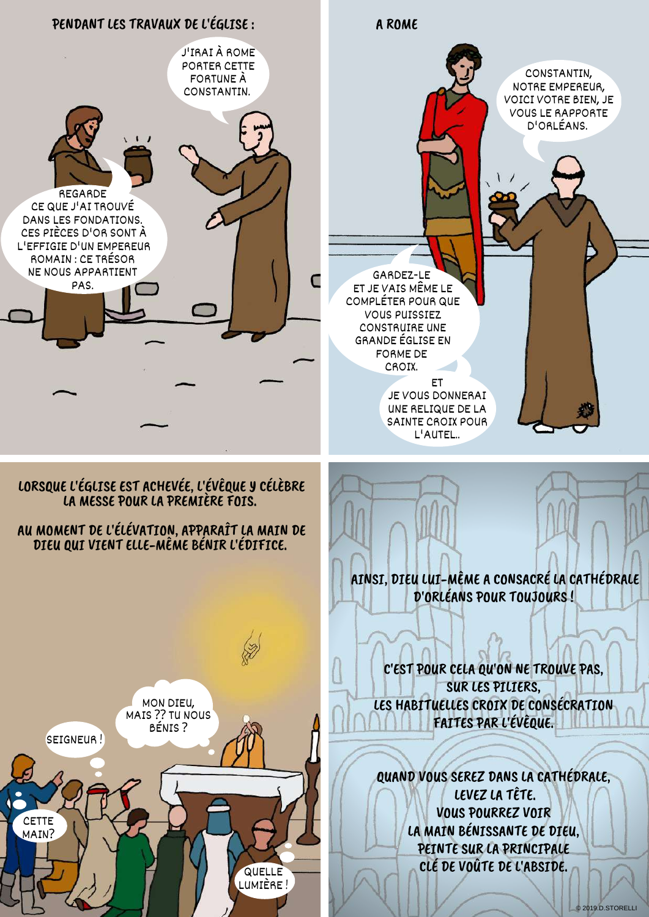PENDANT LES TRAVAUX DE L'ÉGLISE :

REGARDE CE QUE J'AI TROUVÉ DANS LES FONDATIONS. CES PIÈCES D'OR SONT À L'EFFIGIE D'UN EMPEREUR ROMAIN : CE TRÉSOR NE NOUS APPARTIENT PAS.

J'IRAI À ROME PORTER CETTE FORTUNE À CONSTANTIN.

A ROME

CONSTANTIN, NOTRE EMPEREUR, VOICI VOTRE BIEN, JE VOUS LE RAPPORTE D'ORLÉANS.

GARDEZ-LE ET JE VAIS MÊME LE COMPLÉTER POUR QUE VOUS PUISSIEZ CONSTRUIRE UNE GRANDE ÉGLISE EN FORME DE CROIX.

ET JE VOUS DONNERAI UNE RELIQUE DE LA SAINTE CROIX POUR L'AUTEL..

LORSQUE L'ÉGLISE EST ACHEVÉE, L'ÉVÊQUE Y CÉLÈBRE LA MESSE POUR LA PREMIÈRE FOIS.

AU MOMENT DE L'ÉLÉVATION, APPARAÎT LA MAIN DE DIEU QUI VIENT ELLE-MÊME BÉNIR L'ÉDIFICE.

SEIGNEUR !

MON DIEU, MAIS ?? TU NOUS BÉNIS ?

CETTE MAIN?

QUELLE LUMIÈRE !

AINSI, DIEU LUI-MÊME A CONSACRÉ LA CATHÉDRALE D'ORLÉANS POUR TOUJOURS !

C'EST POUR CELA QU'ON NE TROUVE PAS, SUR LES PILIERS, LES HABITUELLES CROIX DE CONSÉCRATION FAITES PAR L'ÉVÊQUE.

QUAND VOUS SEREZ DANS LA CATHÉDRALE, LEVEZ LA TÊTE. VOUS POURREZ VOIR LA MAIN BÉNISSANTE DE DIEU, PEINTE SUR LA PRINCIPALE CLÉ DE VOÛTE DE L'ABSIDE.

© 2019.D.STORELLI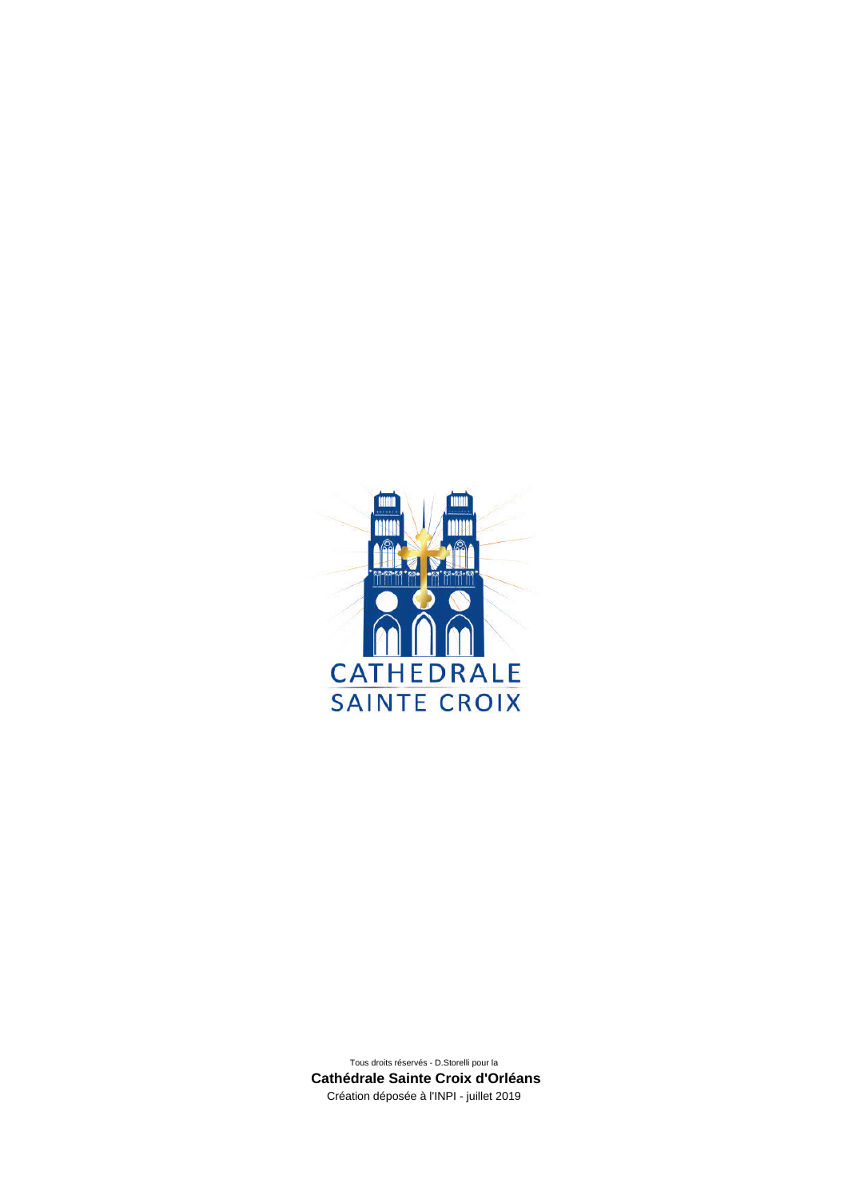CATHEDRALE
SAINTE CROIX

Tous droits réservés - D.Storelli pour la

**Cathédrale Sainte Croix d'Orléans**

Création déposée à l'INPI - juillet 2019